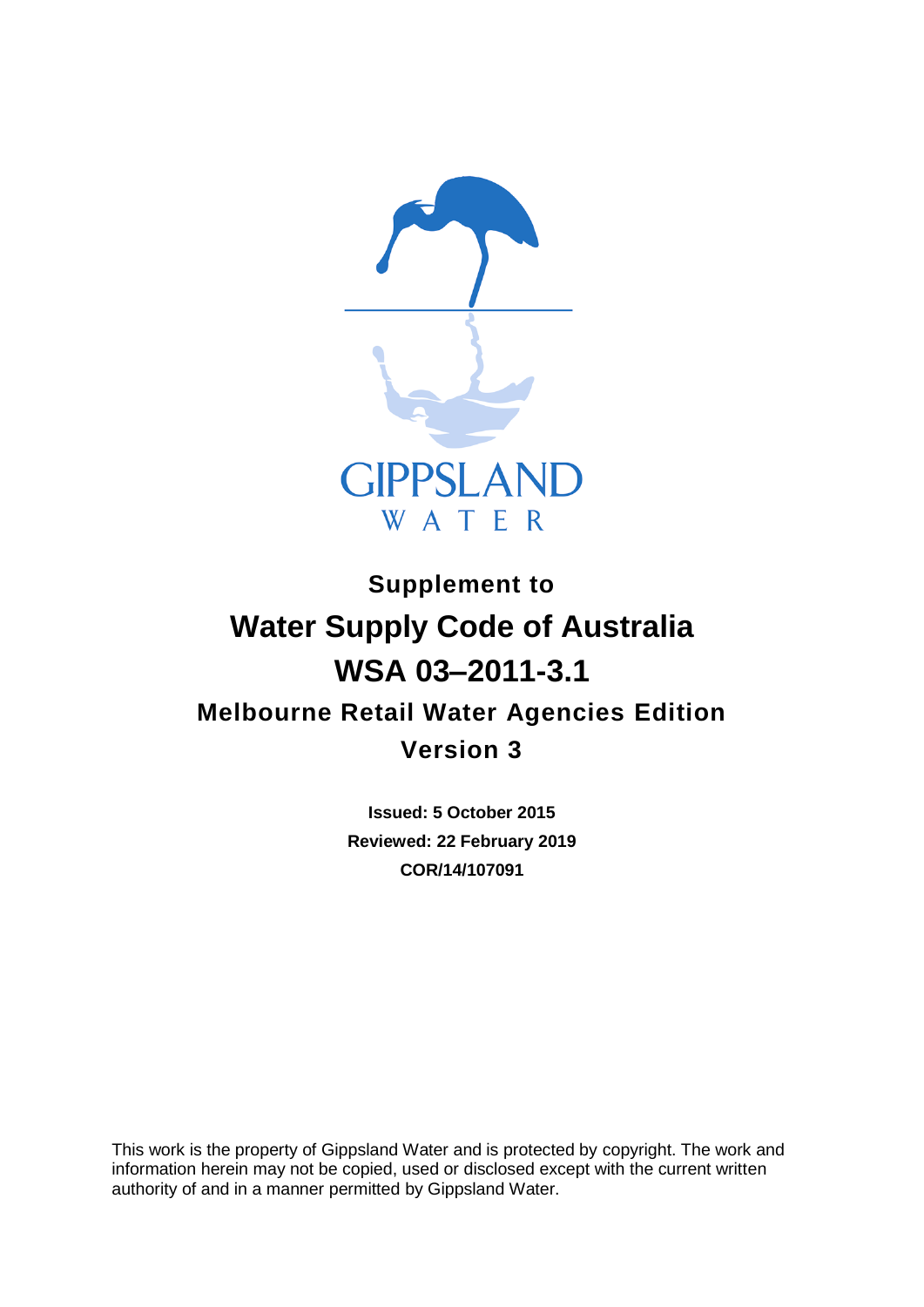GIPPSLAND WATER

**Supplement to**

# Water Supply Code of Australia WSA 03–2011-3.1

## Melbourne Retail Water Agencies Edition Version 3

**Issued: 5 October 2015**

**Reviewed: 22 February 2019**

**COR/14/107091**

This work is the property of Gippsland Water and is protected by copyright. The work and information herein may not be copied, used or disclosed except with the current written authority of and in a manner permitted by Gippsland Water.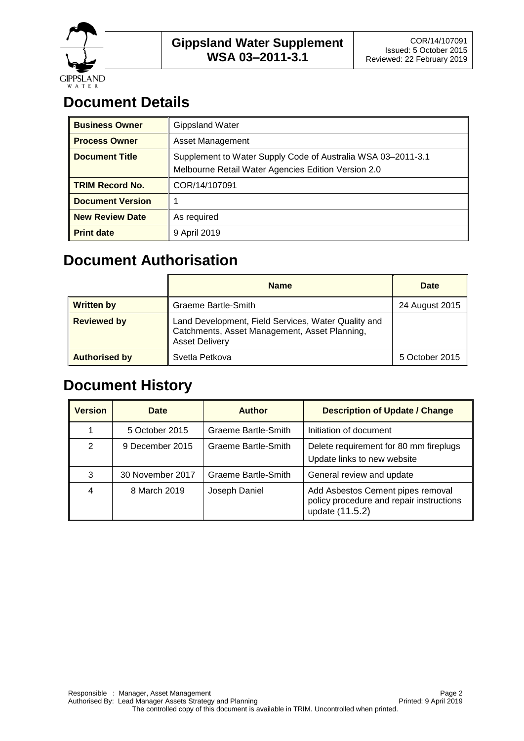# Document Details

| **Business Owner** | Gippsland Water |
|---|---|
| **Process Owner** | Asset Management |
| **Document Title** | Supplement to Water Supply Code of Australia WSA 03–2011-3.1 Melbourne Retail Water Agencies Edition Version 2.0 |
| **TRIM Record No.** | COR/14/107091 |
| **Document Version** | 1 |
| **New Review Date** | As required |
| **Print date** | 9 April 2019 |

# Document Authorisation

| | **Name** | **Date** |
|---|---|---|
| **Written by** | Graeme Bartle-Smith | 24 August 2015 |
| **Reviewed by** | Land Development, Field Services, Water Quality and Catchments, Asset Management, Asset Planning, Asset Delivery | |
| **Authorised by** | Svetla Petkova | 5 October 2015 |

# Document History

| Version | Date | Author | Description of Update / Change |
|---|---|---|---|
| 1 | 5 October 2015 | Graeme Bartle-Smith | Initiation of document |
| 2 | 9 December 2015 | Graeme Bartle-Smith | Delete requirement for 80 mm fireplugs<br>Update links to new website |
| 3 | 30 November 2017 | Graeme Bartle-Smith | General review and update |
| 4 | 8 March 2019 | Joseph Daniel | Add Asbestos Cement pipes removal policy procedure and repair instructions update (11.5.2) |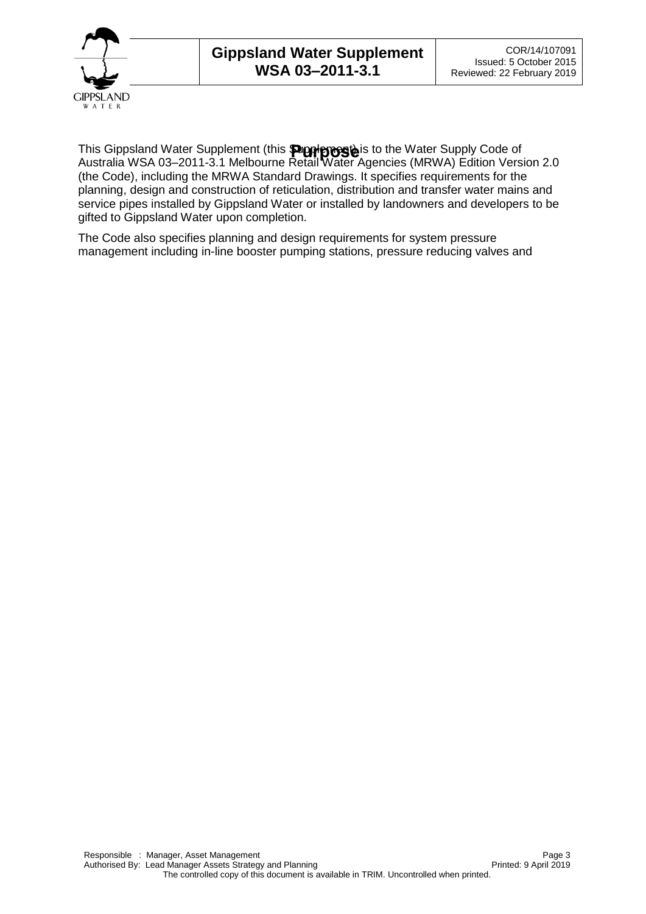# Purpose

This Gippsland Water Supplement (this Supplement) is to the Water Supply Code of Australia WSA 03–2011-3.1 Melbourne Retail Water Agencies (MRWA) Edition Version 2.0 (the Code), including the MRWA Standard Drawings. It specifies requirements for the planning, design and construction of reticulation, distribution and transfer water mains and service pipes installed by Gippsland Water or installed by landowners and developers to be gifted to Gippsland Water upon completion.

The Code also specifies planning and design requirements for system pressure management including in-line booster pumping stations, pressure reducing valves and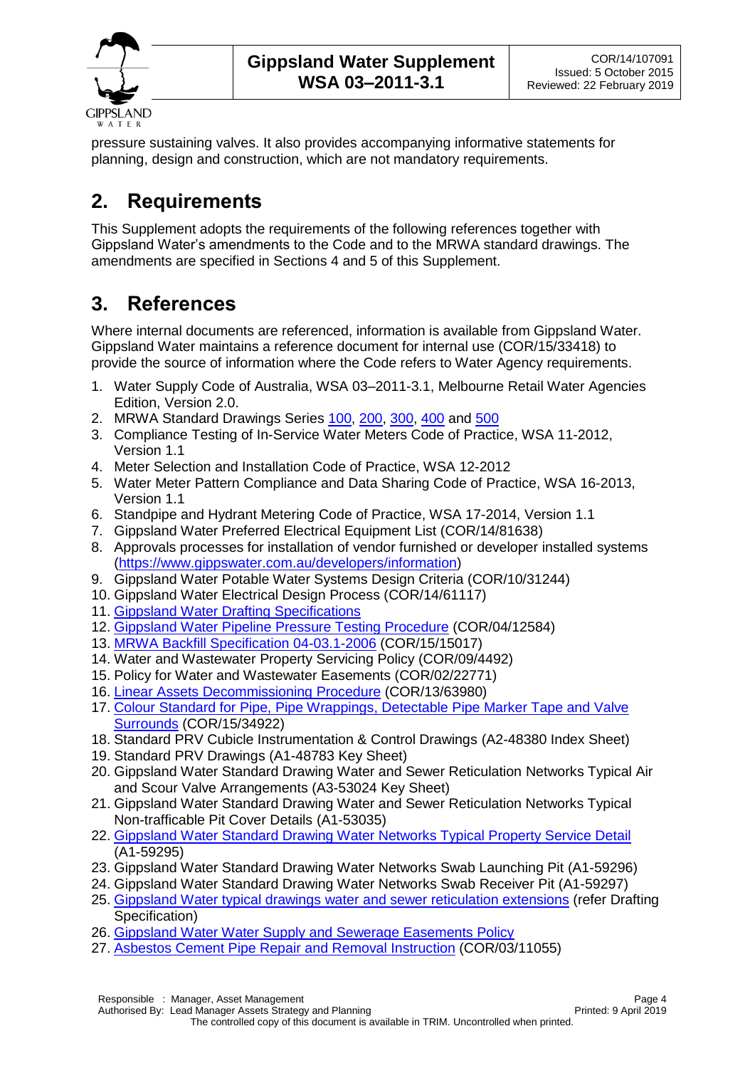pressure sustaining valves. It also provides accompanying informative statements for planning, design and construction, which are not mandatory requirements.

# 2. Requirements

This Supplement adopts the requirements of the following references together with Gippsland Water's amendments to the Code and to the MRWA standard drawings. The amendments are specified in Sections 4 and 5 of this Supplement.

# 3. References

Where internal documents are referenced, information is available from Gippsland Water. Gippsland Water maintains a reference document for internal use (COR/15/33418) to provide the source of information where the Code refers to Water Agency requirements.

1. Water Supply Code of Australia, WSA 03–2011-3.1, Melbourne Retail Water Agencies Edition, Version 2.0.
2. MRWA Standard Drawings Series 100, 200, 300, 400 and 500
3. Compliance Testing of In-Service Water Meters Code of Practice, WSA 11-2012, Version 1.1
4. Meter Selection and Installation Code of Practice, WSA 12-2012
5. Water Meter Pattern Compliance and Data Sharing Code of Practice, WSA 16-2013, Version 1.1
6. Standpipe and Hydrant Metering Code of Practice, WSA 17-2014, Version 1.1
7. Gippsland Water Preferred Electrical Equipment List (COR/14/81638)
8. Approvals processes for installation of vendor furnished or developer installed systems (https://www.gippswater.com.au/developers/information)
9. Gippsland Water Potable Water Systems Design Criteria (COR/10/31244)
10. Gippsland Water Electrical Design Process (COR/14/61117)
11. Gippsland Water Drafting Specifications
12. Gippsland Water Pipeline Pressure Testing Procedure (COR/04/12584)
13. MRWA Backfill Specification 04-03.1-2006 (COR/15/15017)
14. Water and Wastewater Property Servicing Policy (COR/09/4492)
15. Policy for Water and Wastewater Easements (COR/02/22771)
16. Linear Assets Decommissioning Procedure (COR/13/63980)
17. Colour Standard for Pipe, Pipe Wrappings, Detectable Pipe Marker Tape and Valve Surrounds (COR/15/34922)
18. Standard PRV Cubicle Instrumentation & Control Drawings (A2-48380 Index Sheet)
19. Standard PRV Drawings (A1-48783 Key Sheet)
20. Gippsland Water Standard Drawing Water and Sewer Reticulation Networks Typical Air and Scour Valve Arrangements (A3-53024 Key Sheet)
21. Gippsland Water Standard Drawing Water and Sewer Reticulation Networks Typical Non-trafficable Pit Cover Details (A1-53035)
22. Gippsland Water Standard Drawing Water Networks Typical Property Service Detail (A1-59295)
23. Gippsland Water Standard Drawing Water Networks Swab Launching Pit (A1-59296)
24. Gippsland Water Standard Drawing Water Networks Swab Receiver Pit (A1-59297)
25. Gippsland Water typical drawings water and sewer reticulation extensions (refer Drafting Specification)
26. Gippsland Water Water Supply and Sewerage Easements Policy
27. Asbestos Cement Pipe Repair and Removal Instruction (COR/03/11055)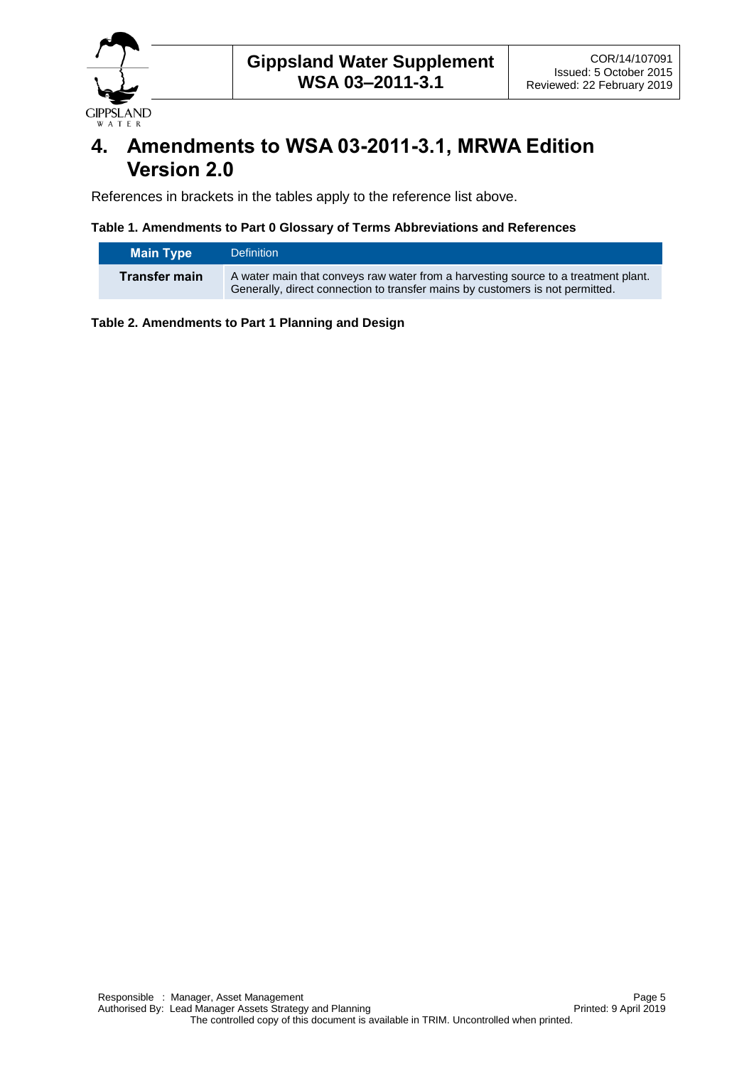# 4. Amendments to WSA 03-2011-3.1, MRWA Edition Version 2.0

References in brackets in the tables apply to the reference list above.

**Table 1. Amendments to Part 0 Glossary of Terms Abbreviations and References**

| Main Type | Definition |
|---|---|
| **Transfer main** | A water main that conveys raw water from a harvesting source to a treatment plant. Generally, direct connection to transfer mains by customers is not permitted. |

**Table 2. Amendments to Part 1 Planning and Design**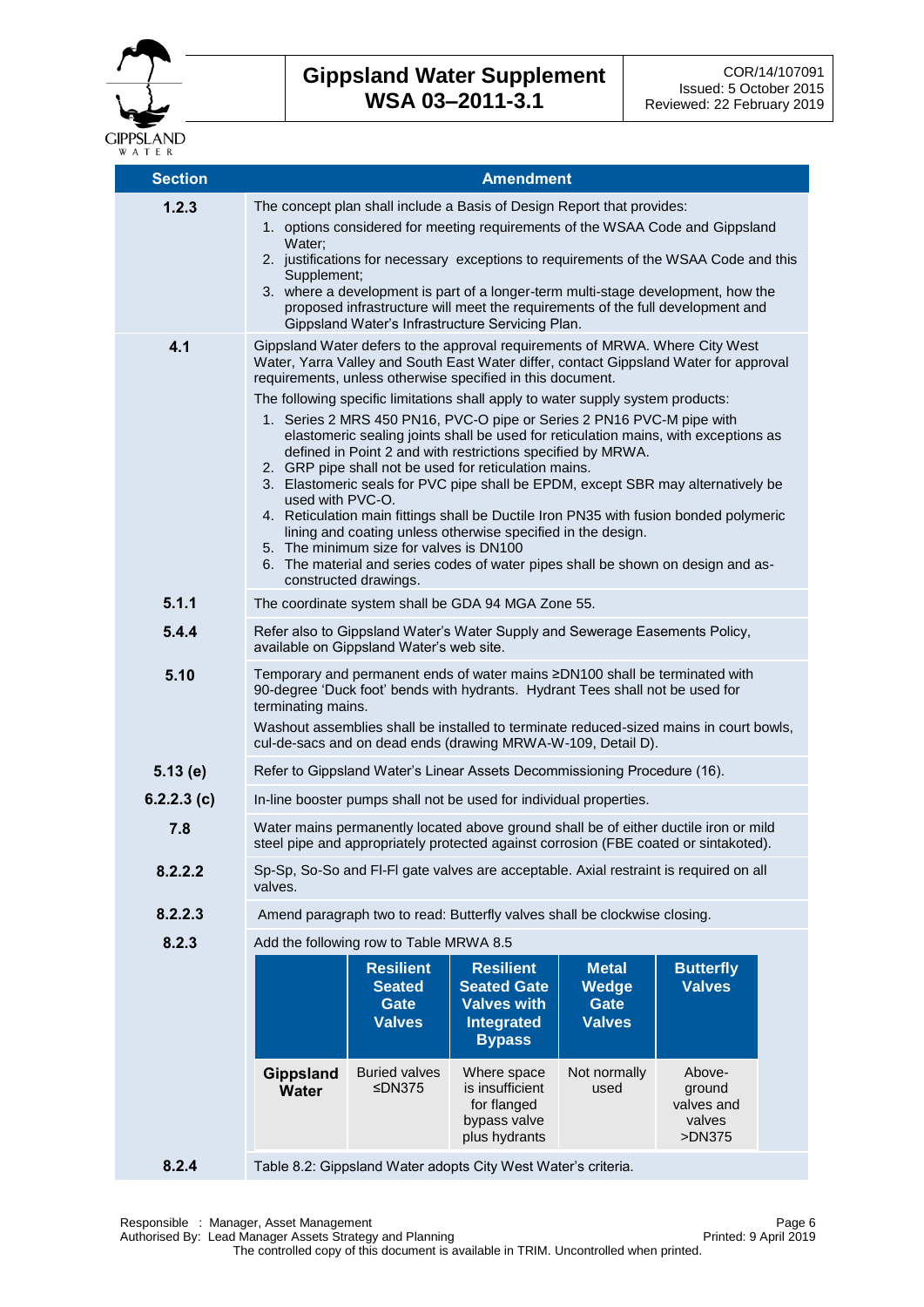| Section | Amendment |
|---|---|
| **1.2.3** | The concept plan shall include a Basis of Design Report that provides:<br>1. options considered for meeting requirements of the WSAA Code and Gippsland Water;<br>2. justifications for necessary exceptions to requirements of the WSAA Code and this Supplement;<br>3. where a development is part of a longer-term multi-stage development, how the proposed infrastructure will meet the requirements of the full development and Gippsland Water's Infrastructure Servicing Plan. |
| **4.1** | Gippsland Water defers to the approval requirements of MRWA. Where City West Water, Yarra Valley and South East Water differ, contact Gippsland Water for approval requirements, unless otherwise specified in this document.<br>The following specific limitations shall apply to water supply system products:<br>1. Series 2 MRS 450 PN16, PVC-O pipe or Series 2 PN16 PVC-M pipe with elastomeric sealing joints shall be used for reticulation mains, with exceptions as defined in Point 2 and with restrictions specified by MRWA.<br>2. GRP pipe shall not be used for reticulation mains.<br>3. Elastomeric seals for PVC pipe shall be EPDM, except SBR may alternatively be used with PVC-O.<br>4. Reticulation main fittings shall be Ductile Iron PN35 with fusion bonded polymeric lining and coating unless otherwise specified in the design.<br>5. The minimum size for valves is DN100<br>6. The material and series codes of water pipes shall be shown on design and as-constructed drawings. |
| **5.1.1** | The coordinate system shall be GDA 94 MGA Zone 55. |
| **5.4.4** | Refer also to Gippsland Water's Water Supply and Sewerage Easements Policy, available on Gippsland Water's web site. |
| **5.10** | Temporary and permanent ends of water mains ≥DN100 shall be terminated with 90-degree 'Duck foot' bends with hydrants. Hydrant Tees shall not be used for terminating mains.<br>Washout assemblies shall be installed to terminate reduced-sized mains in court bowls, cul-de-sacs and on dead ends (drawing MRWA-W-109, Detail D). |
| **5.13 (e)** | Refer to Gippsland Water's Linear Assets Decommissioning Procedure (16). |
| **6.2.2.3 (c)** | In-line booster pumps shall not be used for individual properties. |
| **7.8** | Water mains permanently located above ground shall be of either ductile iron or mild steel pipe and appropriately protected against corrosion (FBE coated or sintakoted). |
| **8.2.2.2** | Sp-Sp, So-So and Fl-Fl gate valves are acceptable. Axial restraint is required on all valves. |
| **8.2.2.3** | Amend paragraph two to read: Butterfly valves shall be clockwise closing. |
| **8.2.3** | Add the following row to Table MRWA 8.5 |
| **8.2.4** | Table 8.2: Gippsland Water adopts City West Water's criteria. |

Row to be added to Table MRWA 8.5 (Section 8.2.3):

| | Resilient Seated Gate Valves | Resilient Seated Gate Valves with Integrated Bypass | Metal Wedge Gate Valves | Butterfly Valves |
|---|---|---|---|---|
| **Gippsland Water** | Buried valves ≤DN375 | Where space is insufficient for flanged bypass valve plus hydrants | Not normally used | Above-ground valves and valves >DN375 |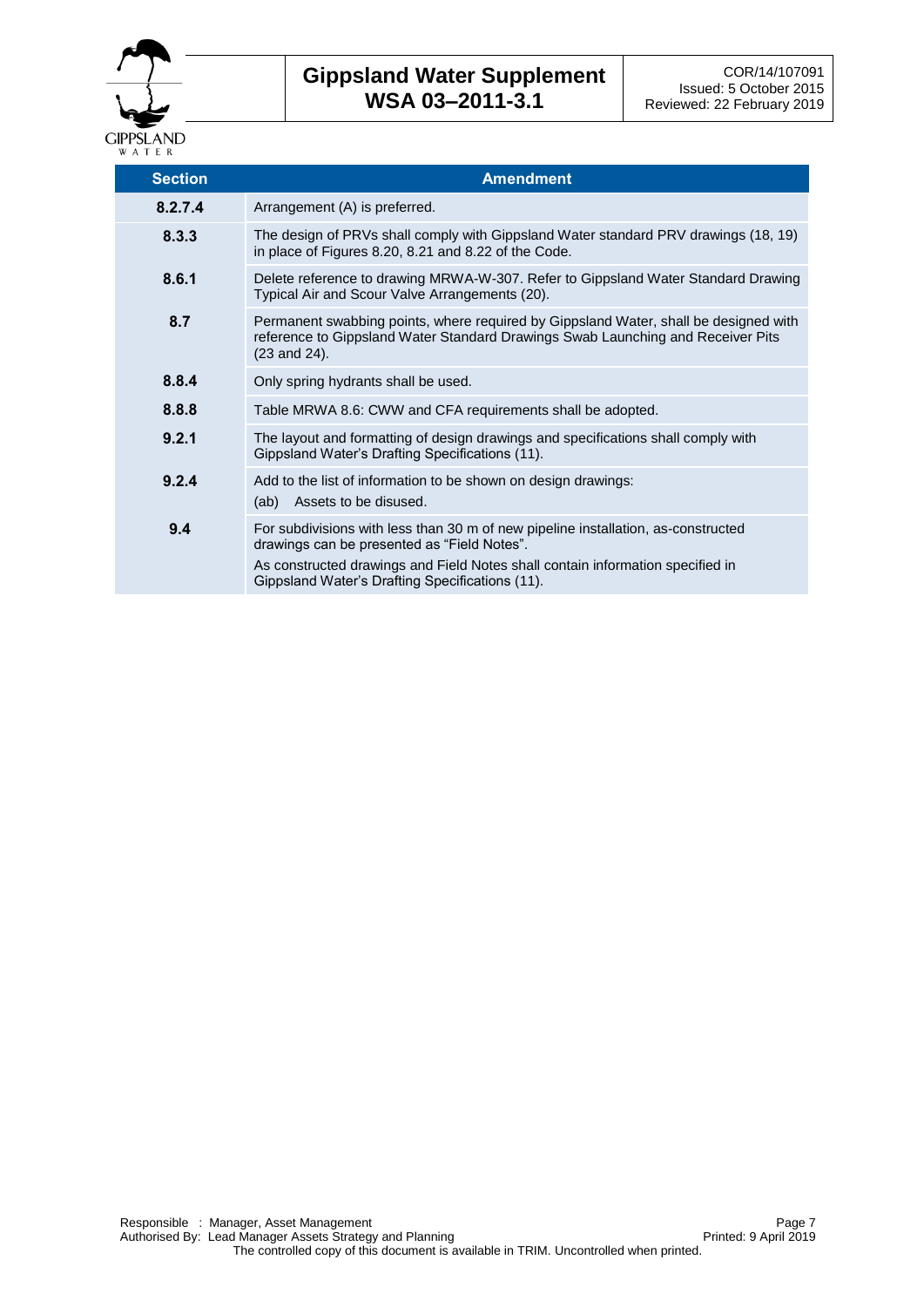| Section | Amendment |
|---|---|
| **8.2.7.4** | Arrangement (A) is preferred. |
| **8.3.3** | The design of PRVs shall comply with Gippsland Water standard PRV drawings (18, 19) in place of Figures 8.20, 8.21 and 8.22 of the Code. |
| **8.6.1** | Delete reference to drawing MRWA-W-307. Refer to Gippsland Water Standard Drawing Typical Air and Scour Valve Arrangements (20). |
| **8.7** | Permanent swabbing points, where required by Gippsland Water, shall be designed with reference to Gippsland Water Standard Drawings Swab Launching and Receiver Pits (23 and 24). |
| **8.8.4** | Only spring hydrants shall be used. |
| **8.8.8** | Table MRWA 8.6: CWW and CFA requirements shall be adopted. |
| **9.2.1** | The layout and formatting of design drawings and specifications shall comply with Gippsland Water's Drafting Specifications (11). |
| **9.2.4** | Add to the list of information to be shown on design drawings:<br>(ab) Assets to be disused. |
| **9.4** | For subdivisions with less than 30 m of new pipeline installation, as-constructed drawings can be presented as "Field Notes".<br>As constructed drawings and Field Notes shall contain information specified in Gippsland Water's Drafting Specifications (11). |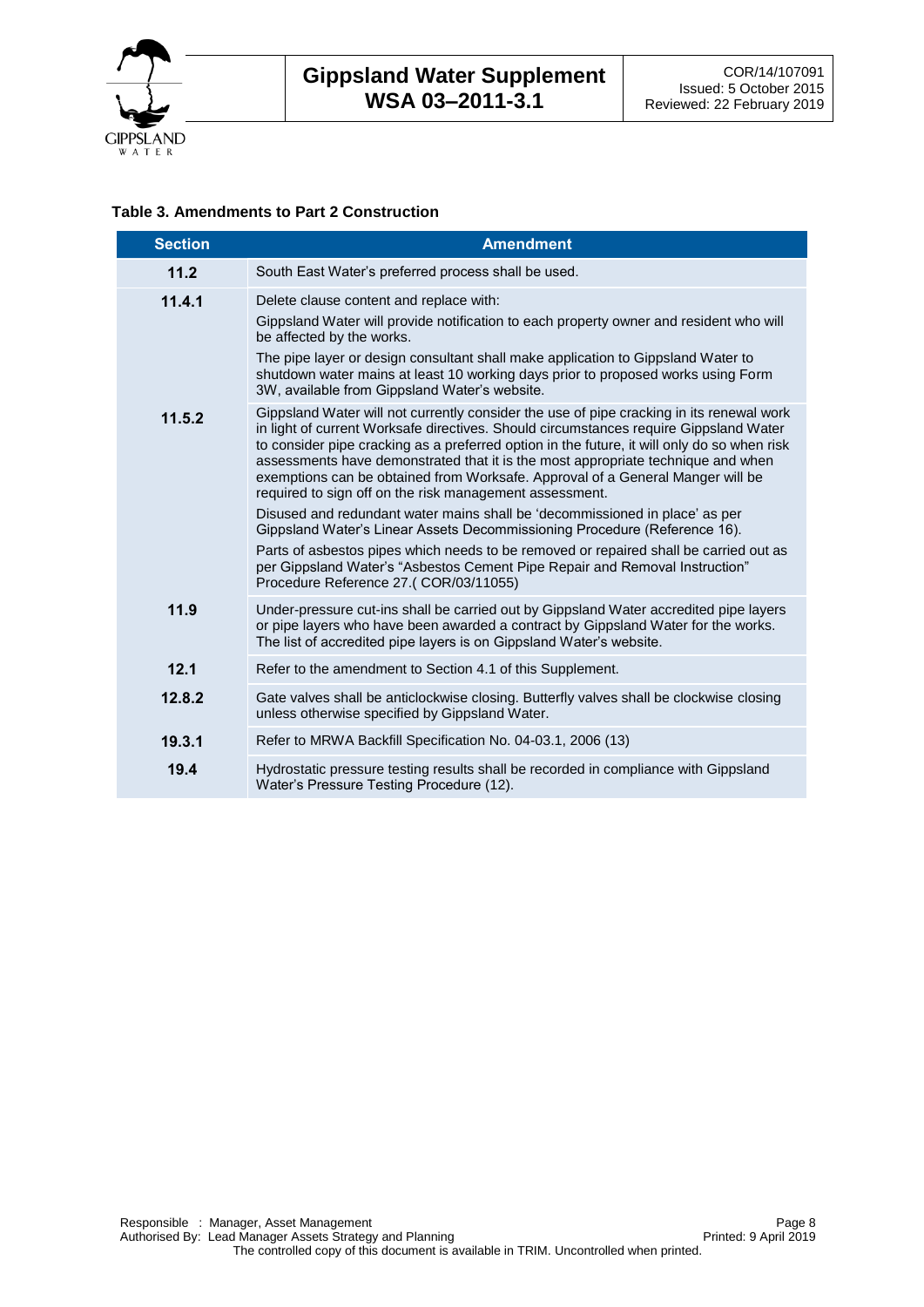**Table 3. Amendments to Part 2 Construction**

| Section | Amendment |
|---|---|
| 11.2 | South East Water's preferred process shall be used. |
| 11.4.1 | Delete clause content and replace with:<br>Gippsland Water will provide notification to each property owner and resident who will be affected by the works.<br>The pipe layer or design consultant shall make application to Gippsland Water to shutdown water mains at least 10 working days prior to proposed works using Form 3W, available from Gippsland Water's website. |
| 11.5.2 | Gippsland Water will not currently consider the use of pipe cracking in its renewal work in light of current Worksafe directives. Should circumstances require Gippsland Water to consider pipe cracking as a preferred option in the future, it will only do so when risk assessments have demonstrated that it is the most appropriate technique and when exemptions can be obtained from Worksafe. Approval of a General Manger will be required to sign off on the risk management assessment.<br>Disused and redundant water mains shall be 'decommissioned in place' as per Gippsland Water's Linear Assets Decommissioning Procedure (Reference 16).<br>Parts of asbestos pipes which needs to be removed or repaired shall be carried out as per Gippsland Water's "Asbestos Cement Pipe Repair and Removal Instruction" Procedure Reference 27.( COR/03/11055) |
| 11.9 | Under-pressure cut-ins shall be carried out by Gippsland Water accredited pipe layers or pipe layers who have been awarded a contract by Gippsland Water for the works. The list of accredited pipe layers is on Gippsland Water's website. |
| 12.1 | Refer to the amendment to Section 4.1 of this Supplement. |
| 12.8.2 | Gate valves shall be anticlockwise closing. Butterfly valves shall be clockwise closing unless otherwise specified by Gippsland Water. |
| 19.3.1 | Refer to MRWA Backfill Specification No. 04-03.1, 2006 (13) |
| 19.4 | Hydrostatic pressure testing results shall be recorded in compliance with Gippsland Water's Pressure Testing Procedure (12). |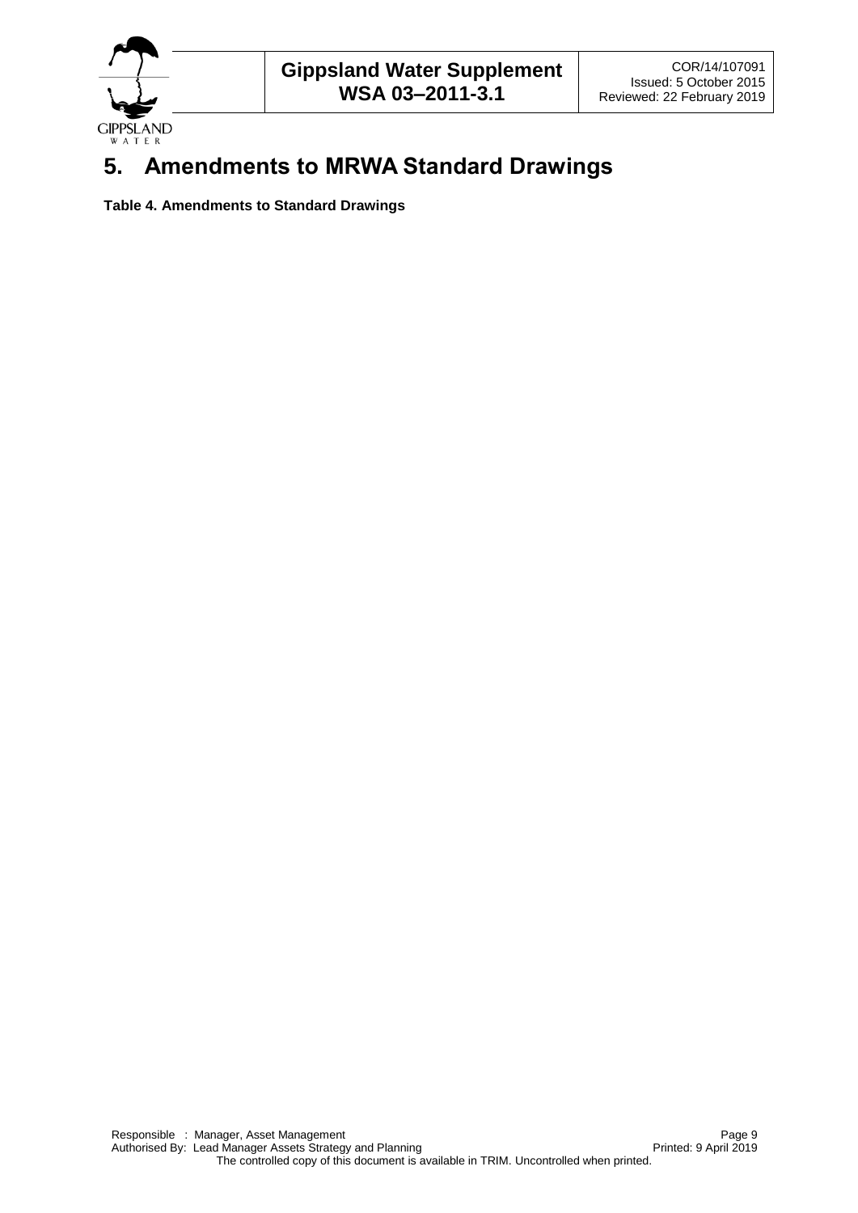# 5. Amendments to MRWA Standard Drawings

**Table 4. Amendments to Standard Drawings**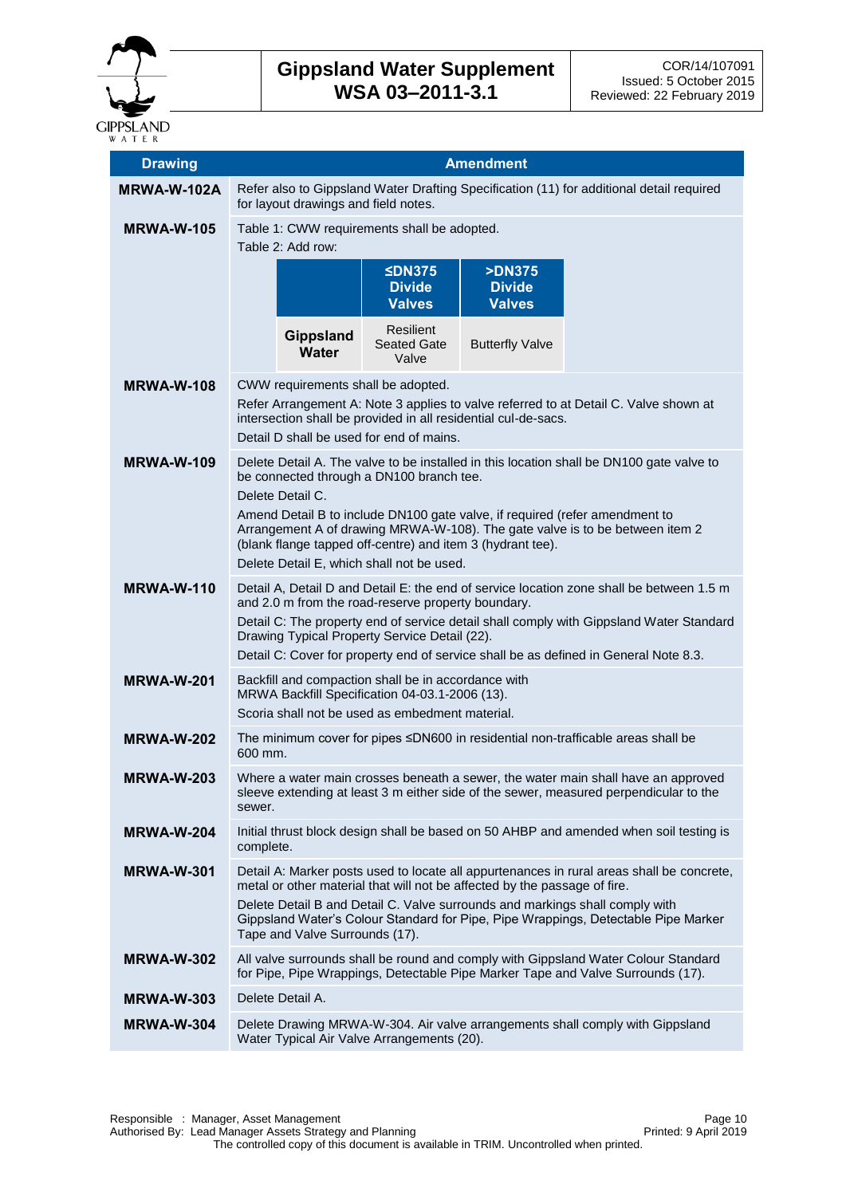| Drawing | Amendment |
|---|---|
| **MRWA-W-102A** | Refer also to Gippsland Water Drafting Specification (11) for additional detail required for layout drawings and field notes. |
| **MRWA-W-105** | Table 1: CWW requirements shall be adopted.<br>Table 2: Add row:<br><table><tr><th></th><th>≤DN375 Divide Valves</th><th>>DN375 Divide Valves</th></tr><tr><td>**Gippsland Water**</td><td>Resilient Seated Gate Valve</td><td>Butterfly Valve</td></tr></table> |
| **MRWA-W-108** | CWW requirements shall be adopted.<br>Refer Arrangement A: Note 3 applies to valve referred to at Detail C. Valve shown at intersection shall be provided in all residential cul-de-sacs.<br>Detail D shall be used for end of mains. |
| **MRWA-W-109** | Delete Detail A. The valve to be installed in this location shall be DN100 gate valve to be connected through a DN100 branch tee.<br>Delete Detail C.<br>Amend Detail B to include DN100 gate valve, if required (refer amendment to Arrangement A of drawing MRWA-W-108). The gate valve is to be between item 2 (blank flange tapped off-centre) and item 3 (hydrant tee).<br>Delete Detail E, which shall not be used. |
| **MRWA-W-110** | Detail A, Detail D and Detail E: the end of service location zone shall be between 1.5 m and 2.0 m from the road-reserve property boundary.<br>Detail C: The property end of service detail shall comply with Gippsland Water Standard Drawing Typical Property Service Detail (22).<br>Detail C: Cover for property end of service shall be as defined in General Note 8.3. |
| **MRWA-W-201** | Backfill and compaction shall be in accordance with MRWA Backfill Specification 04-03.1-2006 (13).<br>Scoria shall not be used as embedment material. |
| **MRWA-W-202** | The minimum cover for pipes ≤DN600 in residential non-trafficable areas shall be 600 mm. |
| **MRWA-W-203** | Where a water main crosses beneath a sewer, the water main shall have an approved sleeve extending at least 3 m either side of the sewer, measured perpendicular to the sewer. |
| **MRWA-W-204** | Initial thrust block design shall be based on 50 AHBP and amended when soil testing is complete. |
| **MRWA-W-301** | Detail A: Marker posts used to locate all appurtenances in rural areas shall be concrete, metal or other material that will not be affected by the passage of fire.<br>Delete Detail B and Detail C. Valve surrounds and markings shall comply with Gippsland Water's Colour Standard for Pipe, Pipe Wrappings, Detectable Pipe Marker Tape and Valve Surrounds (17). |
| **MRWA-W-302** | All valve surrounds shall be round and comply with Gippsland Water Colour Standard for Pipe, Pipe Wrappings, Detectable Pipe Marker Tape and Valve Surrounds (17). |
| **MRWA-W-303** | Delete Detail A. |
| **MRWA-W-304** | Delete Drawing MRWA-W-304. Air valve arrangements shall comply with Gippsland Water Typical Air Valve Arrangements (20). |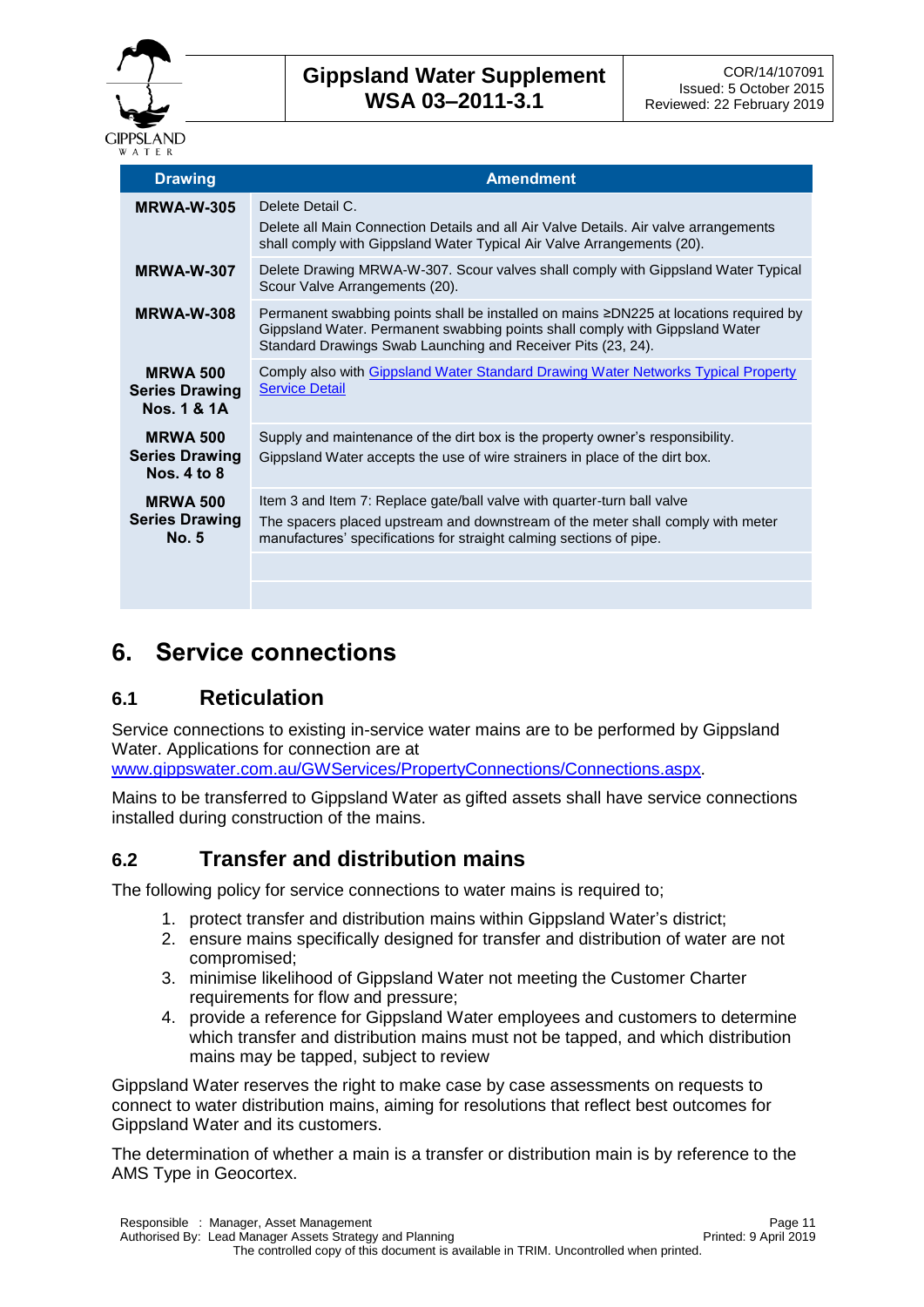| Drawing | Amendment |
|---|---|
| **MRWA-W-305** | Delete Detail C.<br>Delete all Main Connection Details and all Air Valve Details. Air valve arrangements shall comply with Gippsland Water Typical Air Valve Arrangements (20). |
| **MRWA-W-307** | Delete Drawing MRWA-W-307. Scour valves shall comply with Gippsland Water Typical Scour Valve Arrangements (20). |
| **MRWA-W-308** | Permanent swabbing points shall be installed on mains ≥DN225 at locations required by Gippsland Water. Permanent swabbing points shall comply with Gippsland Water Standard Drawings Swab Launching and Receiver Pits (23, 24). |
| **MRWA 500 Series Drawing Nos. 1 & 1A** | Comply also with [Gippsland Water Standard Drawing Water Networks Typical Property Service Detail]() |
| **MRWA 500 Series Drawing Nos. 4 to 8** | Supply and maintenance of the dirt box is the property owner's responsibility.<br>Gippsland Water accepts the use of wire strainers in place of the dirt box. |
| **MRWA 500 Series Drawing No. 5** | Item 3 and Item 7: Replace gate/ball valve with quarter-turn ball valve<br>The spacers placed upstream and downstream of the meter shall comply with meter manufactures' specifications for straight calming sections of pipe. |
| | |
| | |

# 6. Service connections

## 6.1 Reticulation

Service connections to existing in-service water mains are to be performed by Gippsland Water. Applications for connection are at [www.gippswater.com.au/GWServices/PropertyConnections/Connections.aspx](www.gippswater.com.au/GWServices/PropertyConnections/Connections.aspx).

Mains to be transferred to Gippsland Water as gifted assets shall have service connections installed during construction of the mains.

## 6.2 Transfer and distribution mains

The following policy for service connections to water mains is required to;

1. protect transfer and distribution mains within Gippsland Water's district;
2. ensure mains specifically designed for transfer and distribution of water are not compromised;
3. minimise likelihood of Gippsland Water not meeting the Customer Charter requirements for flow and pressure;
4. provide a reference for Gippsland Water employees and customers to determine which transfer and distribution mains must not be tapped, and which distribution mains may be tapped, subject to review

Gippsland Water reserves the right to make case by case assessments on requests to connect to water distribution mains, aiming for resolutions that reflect best outcomes for Gippsland Water and its customers.

The determination of whether a main is a transfer or distribution main is by reference to the AMS Type in Geocortex.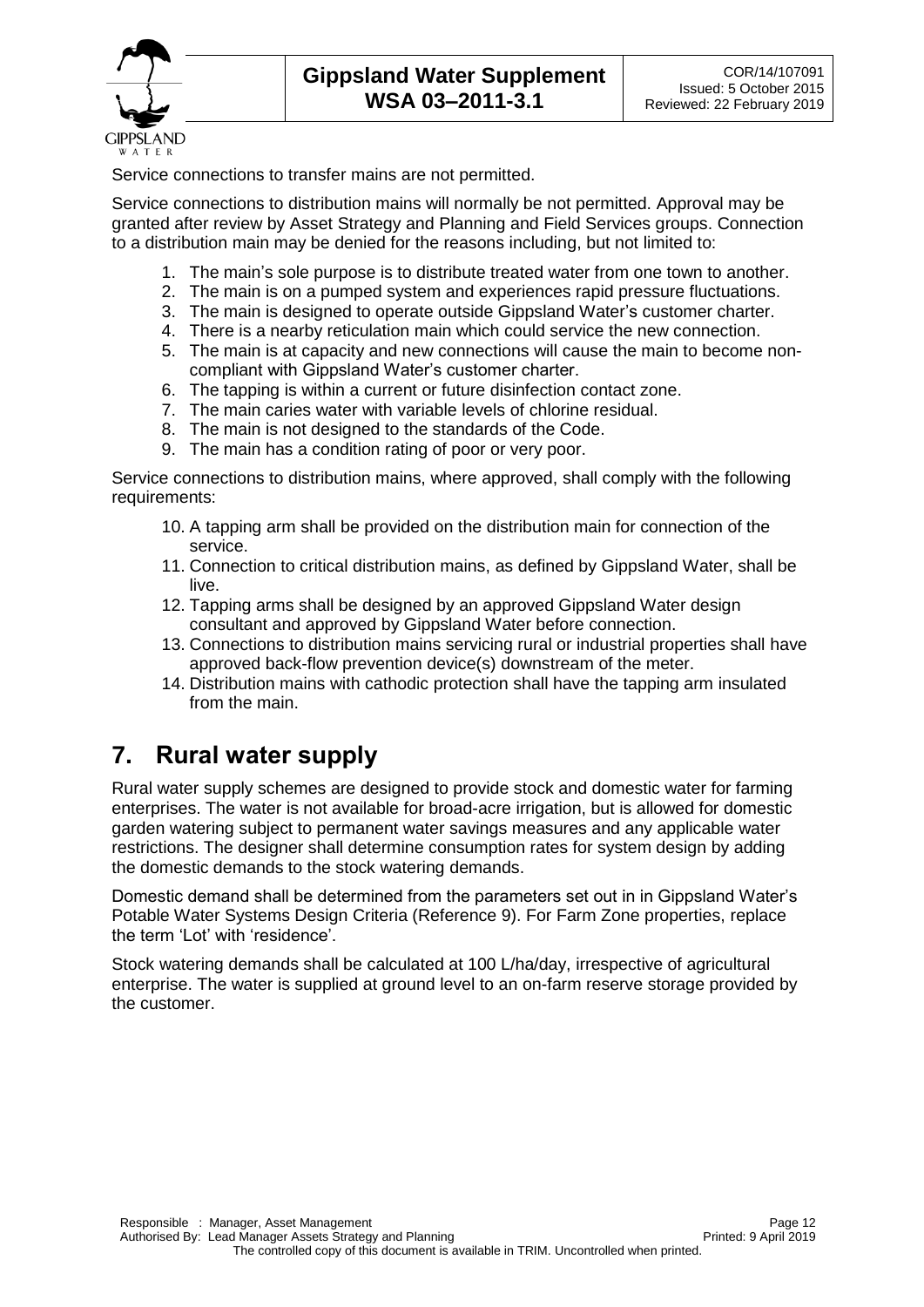Service connections to transfer mains are not permitted.

Service connections to distribution mains will normally be not permitted. Approval may be granted after review by Asset Strategy and Planning and Field Services groups. Connection to a distribution main may be denied for the reasons including, but not limited to:

1. The main's sole purpose is to distribute treated water from one town to another.
2. The main is on a pumped system and experiences rapid pressure fluctuations.
3. The main is designed to operate outside Gippsland Water's customer charter.
4. There is a nearby reticulation main which could service the new connection.
5. The main is at capacity and new connections will cause the main to become non-compliant with Gippsland Water's customer charter.
6. The tapping is within a current or future disinfection contact zone.
7. The main caries water with variable levels of chlorine residual.
8. The main is not designed to the standards of the Code.
9. The main has a condition rating of poor or very poor.

Service connections to distribution mains, where approved, shall comply with the following requirements:

10. A tapping arm shall be provided on the distribution main for connection of the service.
11. Connection to critical distribution mains, as defined by Gippsland Water, shall be live.
12. Tapping arms shall be designed by an approved Gippsland Water design consultant and approved by Gippsland Water before connection.
13. Connections to distribution mains servicing rural or industrial properties shall have approved back-flow prevention device(s) downstream of the meter.
14. Distribution mains with cathodic protection shall have the tapping arm insulated from the main.

# 7. Rural water supply

Rural water supply schemes are designed to provide stock and domestic water for farming enterprises. The water is not available for broad-acre irrigation, but is allowed for domestic garden watering subject to permanent water savings measures and any applicable water restrictions. The designer shall determine consumption rates for system design by adding the domestic demands to the stock watering demands.

Domestic demand shall be determined from the parameters set out in in Gippsland Water's Potable Water Systems Design Criteria (Reference 9). For Farm Zone properties, replace the term 'Lot' with 'residence'.

Stock watering demands shall be calculated at 100 L/ha/day, irrespective of agricultural enterprise. The water is supplied at ground level to an on-farm reserve storage provided by the customer.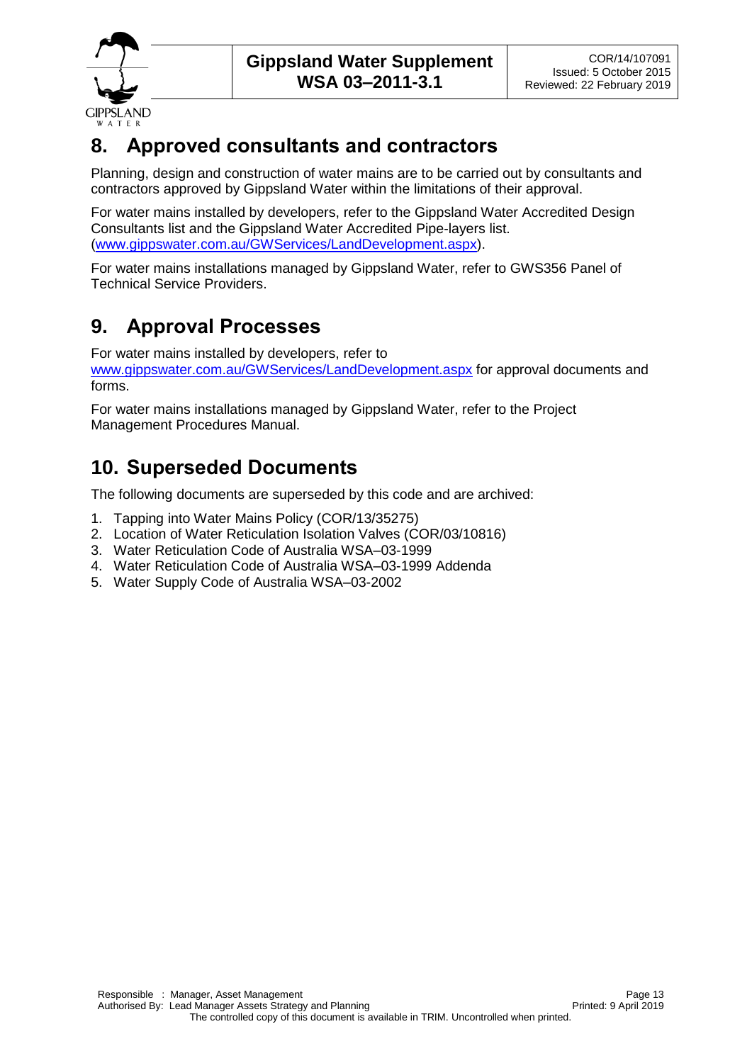## 8. Approved consultants and contractors

Planning, design and construction of water mains are to be carried out by consultants and contractors approved by Gippsland Water within the limitations of their approval.

For water mains installed by developers, refer to the Gippsland Water Accredited Design Consultants list and the Gippsland Water Accredited Pipe-layers list. (www.gippswater.com.au/GWServices/LandDevelopment.aspx).

For water mains installations managed by Gippsland Water, refer to GWS356 Panel of Technical Service Providers.

## 9. Approval Processes

For water mains installed by developers, refer to www.gippswater.com.au/GWServices/LandDevelopment.aspx for approval documents and forms.

For water mains installations managed by Gippsland Water, refer to the Project Management Procedures Manual.

## 10. Superseded Documents

The following documents are superseded by this code and are archived:

1. Tapping into Water Mains Policy (COR/13/35275)
2. Location of Water Reticulation Isolation Valves (COR/03/10816)
3. Water Reticulation Code of Australia WSA–03-1999
4. Water Reticulation Code of Australia WSA–03-1999 Addenda
5. Water Supply Code of Australia WSA–03-2002